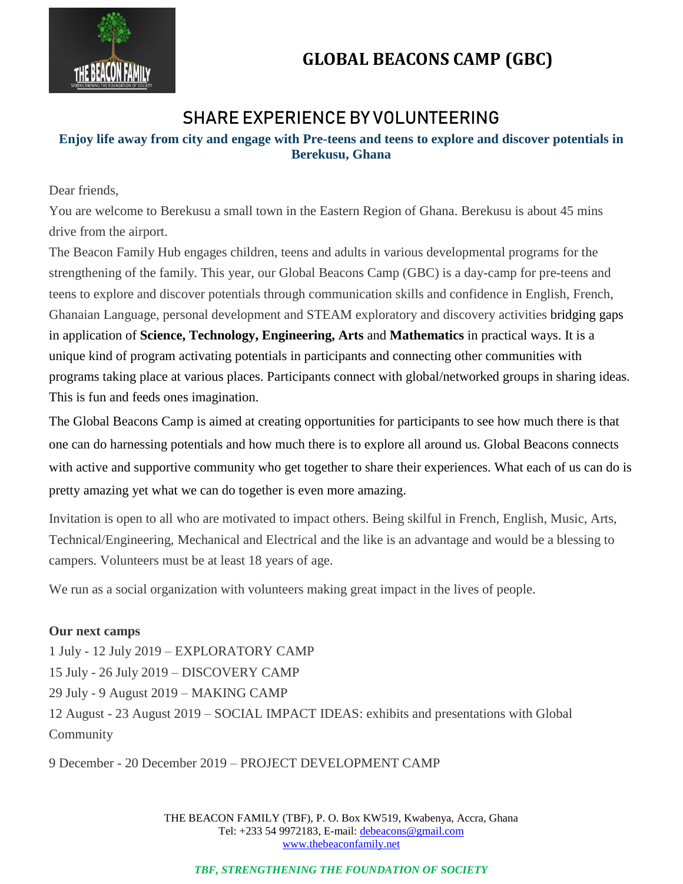# GLOBAL BEACONS CAMP (GBC)

## SHARE EXPERIENCE BY VOLUNTEERING

**Enjoy life away from city and engage with Pre-teens and teens to explore and discover potentials in Berekusu, Ghana**

Dear friends,

You are welcome to Berekusu a small town in the Eastern Region of Ghana. Berekusu is about 45 mins drive from the airport.

The Beacon Family Hub engages children, teens and adults in various developmental programs for the strengthening of the family. This year, our Global Beacons Camp (GBC) is a day-camp for pre-teens and teens to explore and discover potentials through communication skills and confidence in English, French, Ghanaian Language, personal development and STEAM exploratory and discovery activities bridging gaps in application of **Science, Technology, Engineering, Arts** and **Mathematics** in practical ways. It is a unique kind of program activating potentials in participants and connecting other communities with programs taking place at various places. Participants connect with global/networked groups in sharing ideas. This is fun and feeds ones imagination.

The Global Beacons Camp is aimed at creating opportunities for participants to see how much there is that one can do harnessing potentials and how much there is to explore all around us. Global Beacons connects with active and supportive community who get together to share their experiences. What each of us can do is pretty amazing yet what we can do together is even more amazing.

Invitation is open to all who are motivated to impact others. Being skilful in French, English, Music, Arts, Technical/Engineering, Mechanical and Electrical and the like is an advantage and would be a blessing to campers. Volunteers must be at least 18 years of age.

We run as a social organization with volunteers making great impact in the lives of people.

**Our next camps**

1 July - 12 July 2019 – EXPLORATORY CAMP
15 July - 26 July 2019 – DISCOVERY CAMP
29 July - 9 August 2019 – MAKING CAMP
12 August - 23 August 2019 – SOCIAL IMPACT IDEAS: exhibits and presentations with Global Community

9 December - 20 December 2019 – PROJECT DEVELOPMENT CAMP

THE BEACON FAMILY (TBF), P. O. Box KW519, Kwabenya, Accra, Ghana
Tel: +233 54 9972183, E-mail: debeacons@gmail.com
www.thebeaconfamily.net

***TBF, STRENGTHENING THE FOUNDATION OF SOCIETY***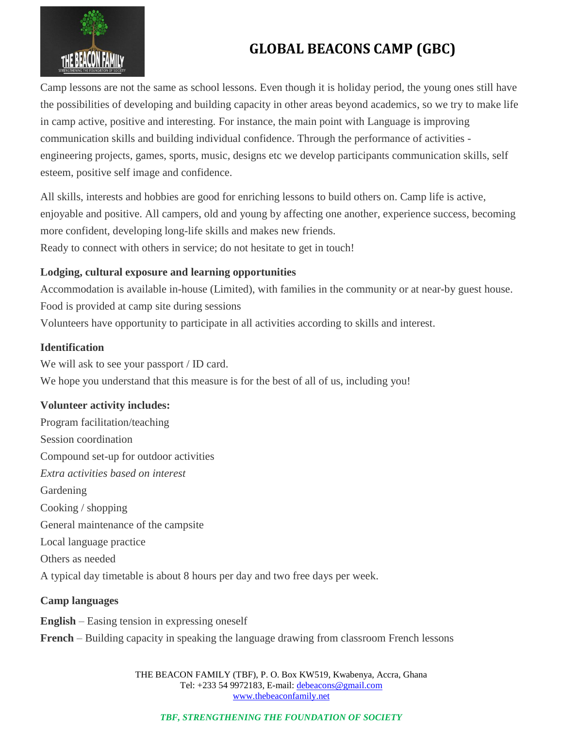# GLOBAL BEACONS CAMP (GBC)

Camp lessons are not the same as school lessons. Even though it is holiday period, the young ones still have the possibilities of developing and building capacity in other areas beyond academics, so we try to make life in camp active, positive and interesting. For instance, the main point with Language is improving communication skills and building individual confidence. Through the performance of activities - engineering projects, games, sports, music, designs etc we develop participants communication skills, self esteem, positive self image and confidence.

All skills, interests and hobbies are good for enriching lessons to build others on. Camp life is active, enjoyable and positive. All campers, old and young by affecting one another, experience success, becoming more confident, developing long-life skills and makes new friends.
Ready to connect with others in service; do not hesitate to get in touch!

**Lodging, cultural exposure and learning opportunities**

Accommodation is available in-house (Limited), with families in the community or at near-by guest house.
Food is provided at camp site during sessions
Volunteers have opportunity to participate in all activities according to skills and interest.

**Identification**

We will ask to see your passport / ID card.
We hope you understand that this measure is for the best of all of us, including you!

**Volunteer activity includes:**

Program facilitation/teaching
Session coordination
Compound set-up for outdoor activities
*Extra activities based on interest*
Gardening
Cooking / shopping
General maintenance of the campsite
Local language practice
Others as needed
A typical day timetable is about 8 hours per day and two free days per week.

**Camp languages**

**English** – Easing tension in expressing oneself
**French** – Building capacity in speaking the language drawing from classroom French lessons

THE BEACON FAMILY (TBF), P. O. Box KW519, Kwabenya, Accra, Ghana
Tel: +233 54 9972183, E-mail: debeacons@gmail.com
www.thebeaconfamily.net

*TBF, STRENGTHENING THE FOUNDATION OF SOCIETY*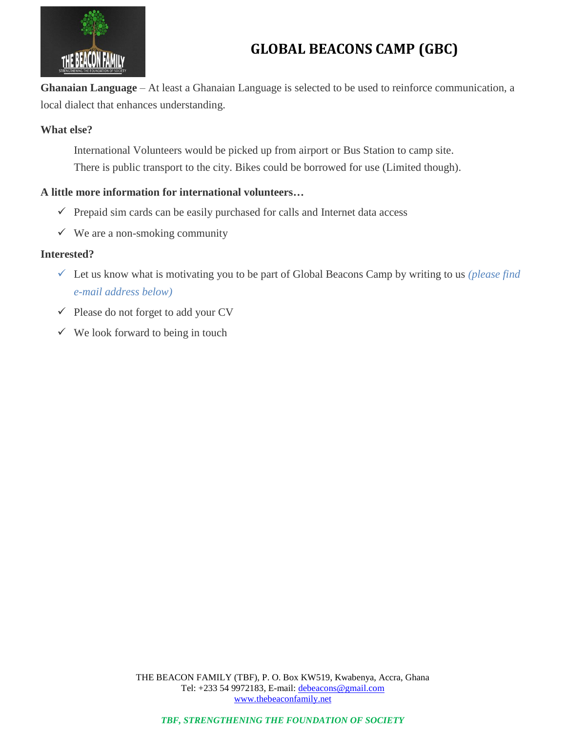# GLOBAL BEACONS CAMP (GBC)

**Ghanaian Language** – At least a Ghanaian Language is selected to be used to reinforce communication, a local dialect that enhances understanding.

**What else?**

International Volunteers would be picked up from airport or Bus Station to camp site.
There is public transport to the city. Bikes could be borrowed for use (Limited though).

**A little more information for international volunteers…**

- ✓ Prepaid sim cards can be easily purchased for calls and Internet data access
- ✓ We are a non-smoking community

**Interested?**

- ✓ Let us know what is motivating you to be part of Global Beacons Camp by writing to us *(please find e-mail address below)*
- ✓ Please do not forget to add your CV
- ✓ We look forward to being in touch

THE BEACON FAMILY (TBF), P. O. Box KW519, Kwabenya, Accra, Ghana
Tel: +233 54 9972183, E-mail: debeacons@gmail.com
www.thebeaconfamily.net

***TBF, STRENGTHENING THE FOUNDATION OF SOCIETY***